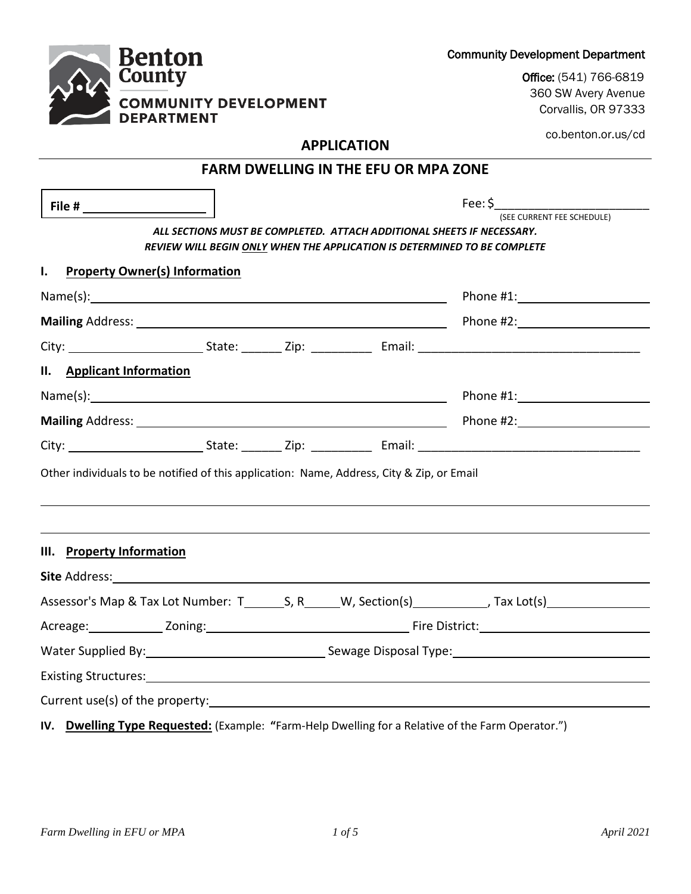Benton County
COMMUNITY DEVELOPMENT DEPARTMENT

Community Development Department

**Office:** (541) 766-6819
360 SW Avery Avenue
Corvallis, OR 97333

co.benton.or.us/cd

## APPLICATION

## FARM DWELLING IN THE EFU OR MPA ZONE

**File #** ____________________

Fee: $________________________
(SEE CURRENT FEE SCHEDULE)

***ALL SECTIONS MUST BE COMPLETED. ATTACH ADDITIONAL SHEETS IF NECESSARY.***
***REVIEW WILL BEGIN ONLY WHEN THE APPLICATION IS DETERMINED TO BE COMPLETE***

### I. Property Owner(s) Information

Name(s): ______________________________________________ Phone #1: ____________________

**Mailing** Address: ______________________________________ Phone #2: ____________________

City: ____________________ State: ______ Zip: _________ Email: ________________________________

### II. Applicant Information

Name(s): ______________________________________________ Phone #1: ____________________

**Mailing** Address: ______________________________________ Phone #2: ____________________

City: ____________________ State: ______ Zip: _________ Email: ________________________________

Other individuals to be notified of this application: Name, Address, City & Zip, or Email

_____________________________________________________________________________________

_____________________________________________________________________________________

### III. Property Information

**Site** Address: ___________________________________________________________________________

Assessor's Map & Tax Lot Number: T______S, R_____W, Section(s)___________, Tax Lot(s)_______________

Acreage: ___________ Zoning: ______________________________ Fire District: _________________________

Water Supplied By: __________________________ Sewage Disposal Type: _____________________________

Existing Structures: _________________________________________________________________________

Current use(s) of the property: ________________________________________________________________

### IV. Dwelling Type Requested: (Example: "Farm-Help Dwelling for a Relative of the Farm Operator.")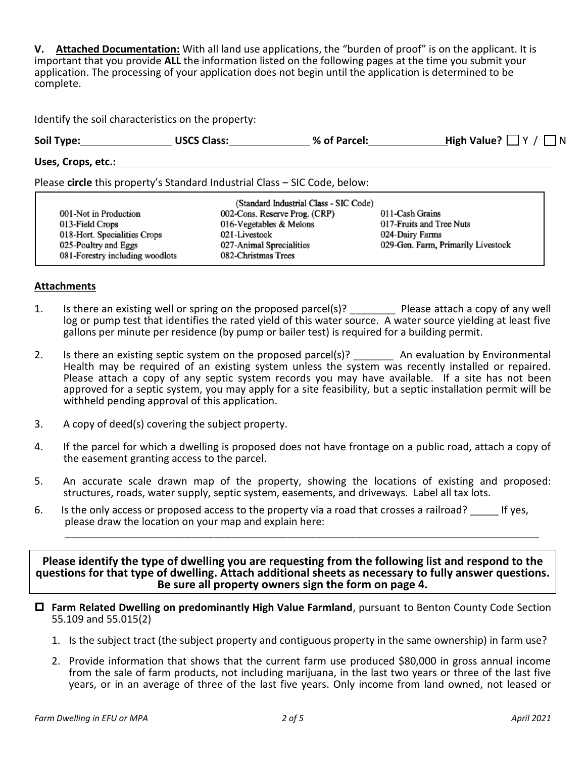**V. Attached Documentation:** With all land use applications, the "burden of proof" is on the applicant. It is important that you provide **ALL** the information listed on the following pages at the time you submit your application. The processing of your application does not begin until the application is determined to be complete.

Identify the soil characteristics on the property:

**Soil Type:** ________________ **USCS Class:** ______________ **% of Parcel:** _____________ **High Value?** ☐ Y / ☐ N

**Uses, Crops, etc.:** ____________________________________________________________

Please **circle** this property's Standard Industrial Class – SIC Code, below:

| (Standard Industrial Class - SIC Code) | | |
|---|---|---|
| 001-Not in Production | 002-Cons. Reserve Prog. (CRP) | 011-Cash Grains |
| 013-Field Crops | 016-Vegetables & Melons | 017-Fruits and Tree Nuts |
| 018-Hort. Specialities Crops | 021-Livestock | 024-Dairy Farms |
| 025-Poultry and Eggs | 027-Animal Sprecialities | 029-Gen. Farm, Primarily Livestock |
| 081-Forestry including woodlots | 082-Christmas Trees | |

## Attachments

1. Is there an existing well or spring on the proposed parcel(s)? ________ Please attach a copy of any well log or pump test that identifies the rated yield of this water source. A water source yielding at least five gallons per minute per residence (by pump or bailer test) is required for a building permit.

2. Is there an existing septic system on the proposed parcel(s)? _______ An evaluation by Environmental Health may be required of an existing system unless the system was recently installed or repaired. Please attach a copy of any septic system records you may have available. If a site has not been approved for a septic system, you may apply for a site feasibility, but a septic installation permit will be withheld pending approval of this application.

3. A copy of deed(s) covering the subject property.

4. If the parcel for which a dwelling is proposed does not have frontage on a public road, attach a copy of the easement granting access to the parcel.

5. An accurate scale drawn map of the property, showing the locations of existing and proposed: structures, roads, water supply, septic system, easements, and driveways. Label all tax lots.

6. Is the only access or proposed access to the property via a road that crosses a railroad? _____ If yes, please draw the location on your map and explain here:
   ______________________________________________________________________________

**Please identify the type of dwelling you are requesting from the following list and respond to the questions for that type of dwelling. Attach additional sheets as necessary to fully answer questions. Be sure all property owners sign the form on page 4.**

☐ **Farm Related Dwelling on predominantly High Value Farmland**, pursuant to Benton County Code Section 55.109 and 55.015(2)

1. Is the subject tract (the subject property and contiguous property in the same ownership) in farm use?
2. Provide information that shows that the current farm use produced $80,000 in gross annual income from the sale of farm products, not including marijuana, in the last two years or three of the last five years, or in an average of three of the last five years. Only income from land owned, not leased or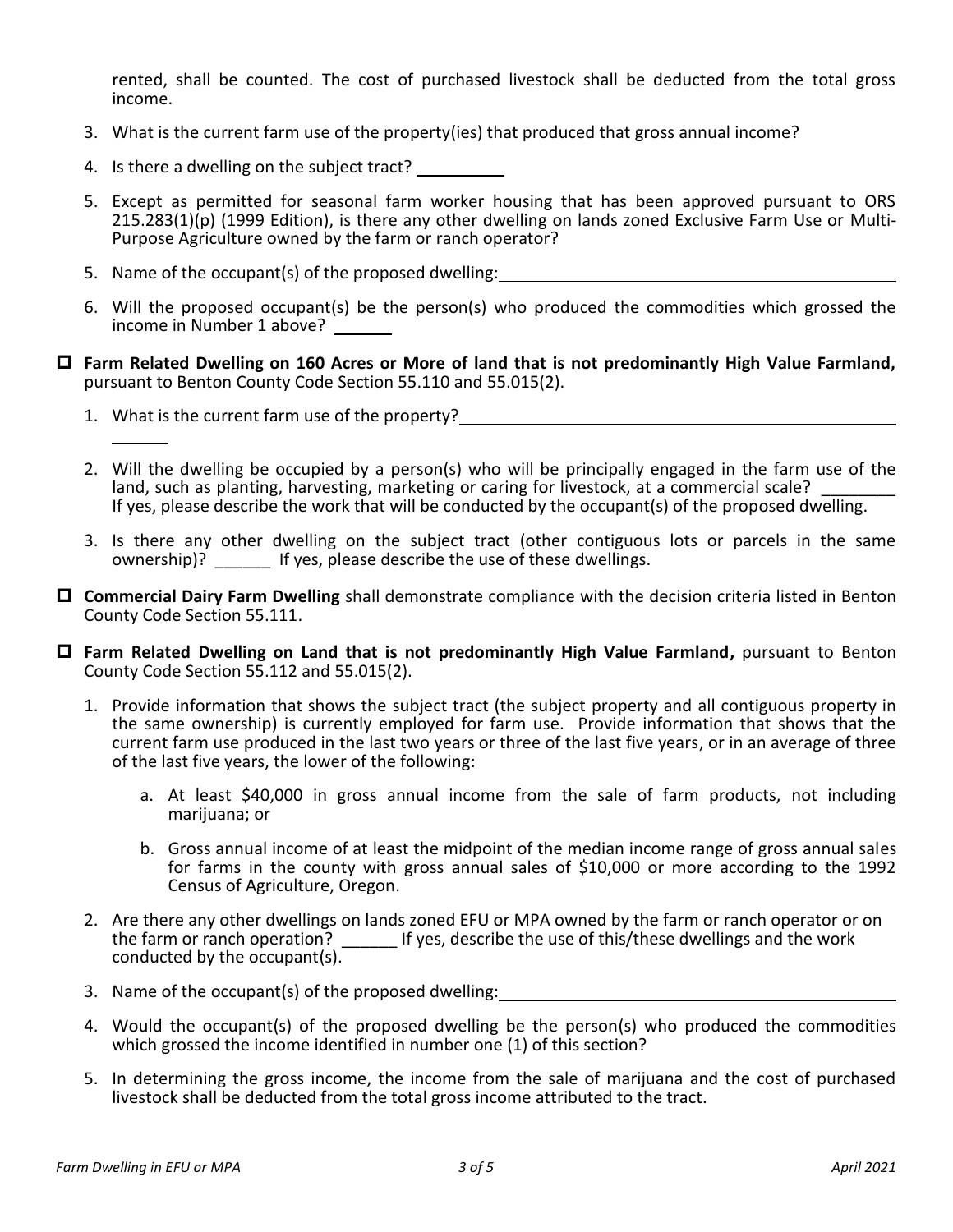rented, shall be counted. The cost of purchased livestock shall be deducted from the total gross income.

3. What is the current farm use of the property(ies) that produced that gross annual income?

4. Is there a dwelling on the subject tract? __________

5. Except as permitted for seasonal farm worker housing that has been approved pursuant to ORS 215.283(1)(p) (1999 Edition), is there any other dwelling on lands zoned Exclusive Farm Use or Multi-Purpose Agriculture owned by the farm or ranch operator?

5. Name of the occupant(s) of the proposed dwelling: ______________________________________________

6. Will the proposed occupant(s) be the person(s) who produced the commodities which grossed the income in Number 1 above? ______

☐ **Farm Related Dwelling on 160 Acres or More of land that is not predominantly High Value Farmland,** pursuant to Benton County Code Section 55.110 and 55.015(2).

1. What is the current farm use of the property? ______________________________________________ ______

2. Will the dwelling be occupied by a person(s) who will be principally engaged in the farm use of the land, such as planting, harvesting, marketing or caring for livestock, at a commercial scale? ________ If yes, please describe the work that will be conducted by the occupant(s) of the proposed dwelling.

3. Is there any other dwelling on the subject tract (other contiguous lots or parcels in the same ownership)? ______ If yes, please describe the use of these dwellings.

☐ **Commercial Dairy Farm Dwelling** shall demonstrate compliance with the decision criteria listed in Benton County Code Section 55.111.

☐ **Farm Related Dwelling on Land that is not predominantly High Value Farmland,** pursuant to Benton County Code Section 55.112 and 55.015(2).

1. Provide information that shows the subject tract (the subject property and all contiguous property in the same ownership) is currently employed for farm use. Provide information that shows that the current farm use produced in the last two years or three of the last five years, or in an average of three of the last five years, the lower of the following:

   a. At least $40,000 in gross annual income from the sale of farm products, not including marijuana; or

   b. Gross annual income of at least the midpoint of the median income range of gross annual sales for farms in the county with gross annual sales of $10,000 or more according to the 1992 Census of Agriculture, Oregon.

2. Are there any other dwellings on lands zoned EFU or MPA owned by the farm or ranch operator or on the farm or ranch operation? ______ If yes, describe the use of this/these dwellings and the work conducted by the occupant(s).

3. Name of the occupant(s) of the proposed dwelling: ______________________________________________

4. Would the occupant(s) of the proposed dwelling be the person(s) who produced the commodities which grossed the income identified in number one (1) of this section?

5. In determining the gross income, the income from the sale of marijuana and the cost of purchased livestock shall be deducted from the total gross income attributed to the tract.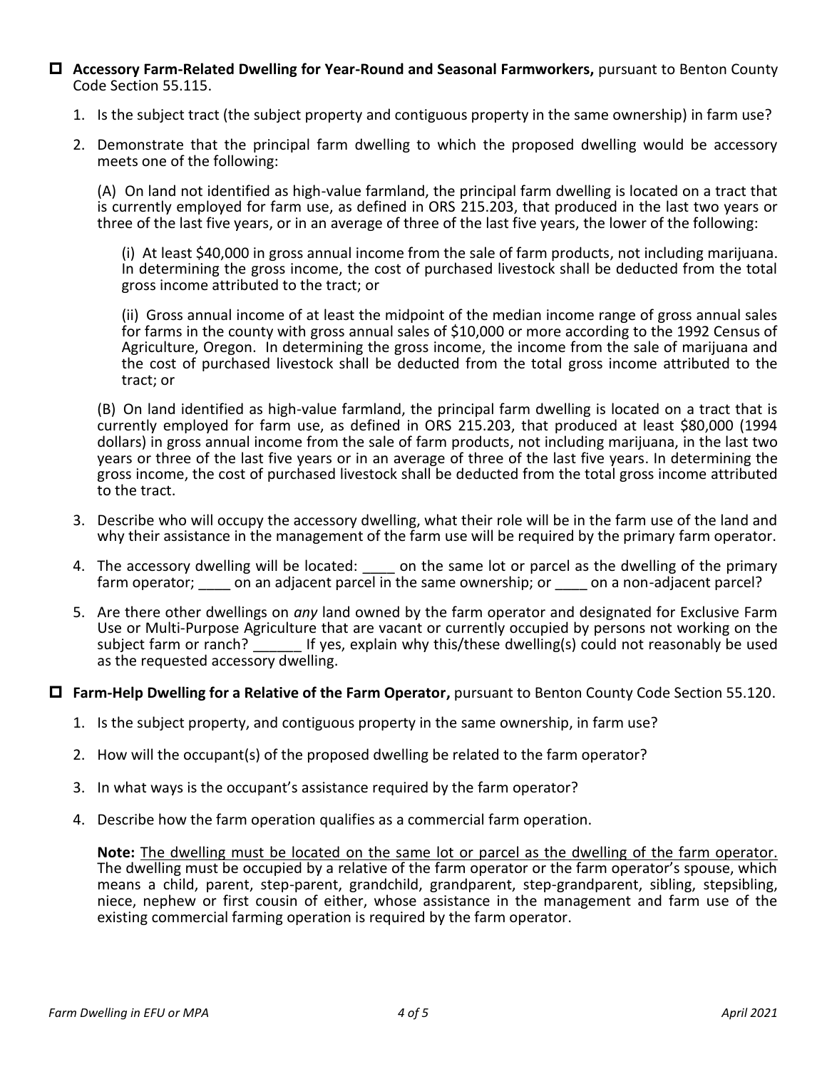- [ ] **Accessory Farm-Related Dwelling for Year-Round and Seasonal Farmworkers,** pursuant to Benton County Code Section 55.115.

  1. Is the subject tract (the subject property and contiguous property in the same ownership) in farm use?

  2. Demonstrate that the principal farm dwelling to which the proposed dwelling would be accessory meets one of the following:

     (A) On land not identified as high-value farmland, the principal farm dwelling is located on a tract that is currently employed for farm use, as defined in ORS 215.203, that produced in the last two years or three of the last five years, or in an average of three of the last five years, the lower of the following:

     (i) At least $40,000 in gross annual income from the sale of farm products, not including marijuana. In determining the gross income, the cost of purchased livestock shall be deducted from the total gross income attributed to the tract; or

     (ii) Gross annual income of at least the midpoint of the median income range of gross annual sales for farms in the county with gross annual sales of $10,000 or more according to the 1992 Census of Agriculture, Oregon. In determining the gross income, the income from the sale of marijuana and the cost of purchased livestock shall be deducted from the total gross income attributed to the tract; or

     (B) On land identified as high-value farmland, the principal farm dwelling is located on a tract that is currently employed for farm use, as defined in ORS 215.203, that produced at least $80,000 (1994 dollars) in gross annual income from the sale of farm products, not including marijuana, in the last two years or three of the last five years or in an average of three of the last five years. In determining the gross income, the cost of purchased livestock shall be deducted from the total gross income attributed to the tract.

  3. Describe who will occupy the accessory dwelling, what their role will be in the farm use of the land and why their assistance in the management of the farm use will be required by the primary farm operator.

  4. The accessory dwelling will be located: ____ on the same lot or parcel as the dwelling of the primary farm operator; ____ on an adjacent parcel in the same ownership; or ____ on a non-adjacent parcel?

  5. Are there other dwellings on *any* land owned by the farm operator and designated for Exclusive Farm Use or Multi-Purpose Agriculture that are vacant or currently occupied by persons not working on the subject farm or ranch? ______ If yes, explain why this/these dwelling(s) could not reasonably be used as the requested accessory dwelling.

- [ ] **Farm-Help Dwelling for a Relative of the Farm Operator,** pursuant to Benton County Code Section 55.120.

  1. Is the subject property, and contiguous property in the same ownership, in farm use?

  2. How will the occupant(s) of the proposed dwelling be related to the farm operator?

  3. In what ways is the occupant's assistance required by the farm operator?

  4. Describe how the farm operation qualifies as a commercial farm operation.

     **Note:** <u>The dwelling must be located on the same lot or parcel as the dwelling of the farm operator.</u> The dwelling must be occupied by a relative of the farm operator or the farm operator's spouse, which means a child, parent, step-parent, grandchild, grandparent, step-grandparent, sibling, stepsibling, niece, nephew or first cousin of either, whose assistance in the management and farm use of the existing commercial farming operation is required by the farm operator.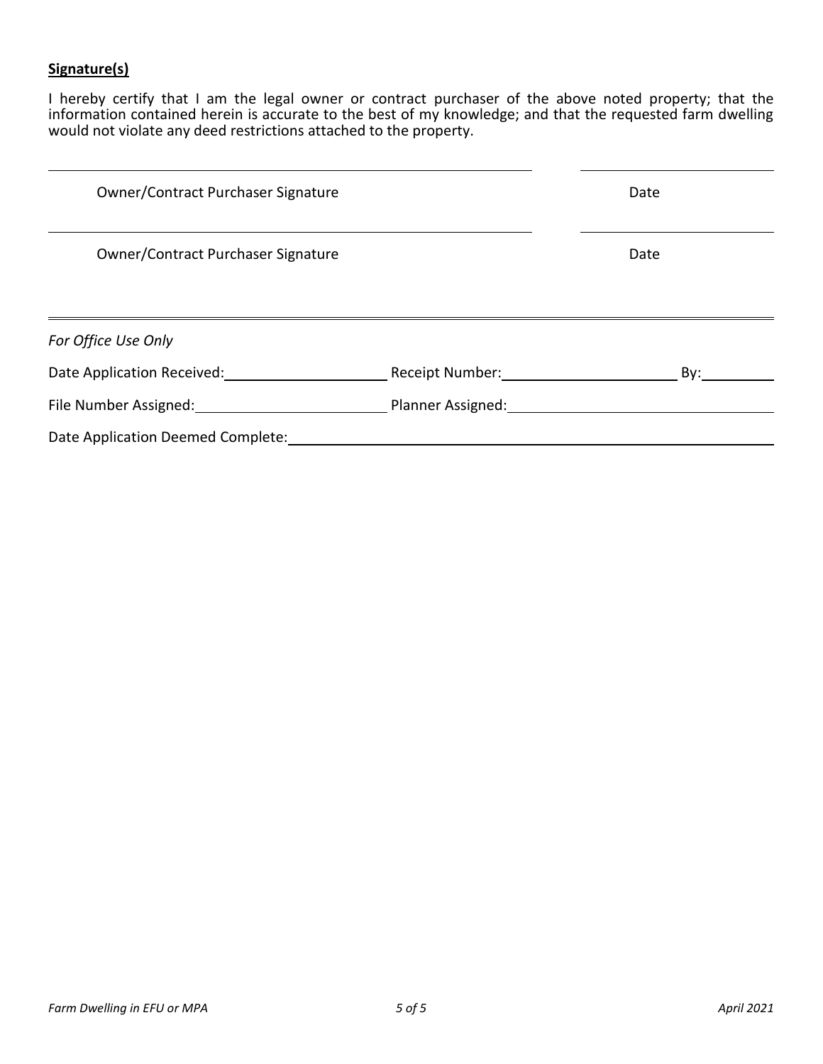**Signature(s)**

I hereby certify that I am the legal owner or contract purchaser of the above noted property; that the information contained herein is accurate to the best of my knowledge; and that the requested farm dwelling would not violate any deed restrictions attached to the property.

\_\_\_\_\_\_\_\_\_\_\_\_\_\_\_\_\_\_\_\_\_\_\_\_\_\_\_\_\_\_\_\_\_\_\_\_\_\_\_\_ \_\_\_\_\_\_\_\_\_\_\_\_\_\_\_\_\_\_\_\_

Owner/Contract Purchaser Signature Date

\_\_\_\_\_\_\_\_\_\_\_\_\_\_\_\_\_\_\_\_\_\_\_\_\_\_\_\_\_\_\_\_\_\_\_\_\_\_\_\_ \_\_\_\_\_\_\_\_\_\_\_\_\_\_\_\_\_\_\_\_

Owner/Contract Purchaser Signature Date

---

*For Office Use Only*

Date Application Received:\_\_\_\_\_\_\_\_\_\_\_\_\_\_\_\_\_\_ Receipt Number:\_\_\_\_\_\_\_\_\_\_\_\_\_\_\_\_\_\_ By:\_\_\_\_\_\_\_\_

File Number Assigned:\_\_\_\_\_\_\_\_\_\_\_\_\_\_\_\_\_\_ Planner Assigned:\_\_\_\_\_\_\_\_\_\_\_\_\_\_\_\_\_\_\_\_\_\_\_\_\_\_

Date Application Deemed Complete:\_\_\_\_\_\_\_\_\_\_\_\_\_\_\_\_\_\_\_\_\_\_\_\_\_\_\_\_\_\_\_\_\_\_\_\_\_\_\_\_\_\_\_\_